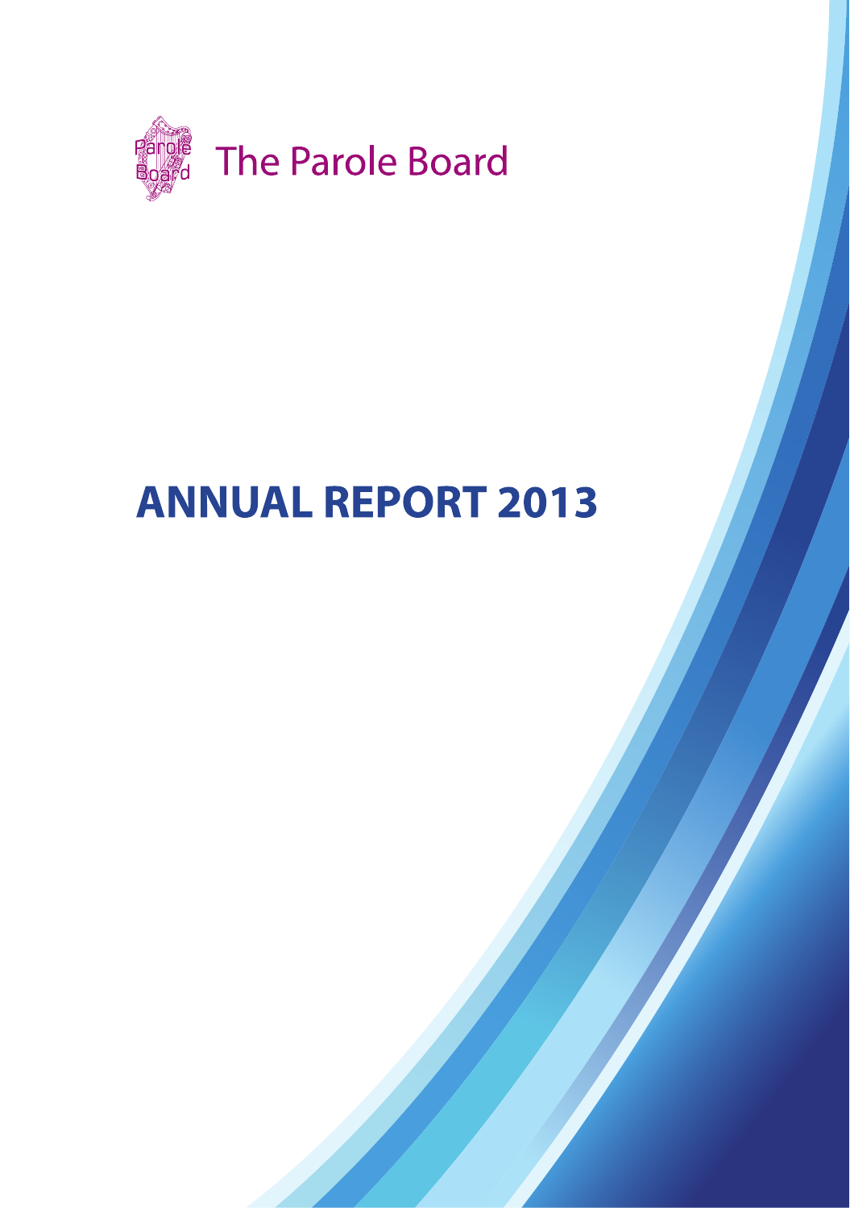The Parole Board

# ANNUAL REPORT 2013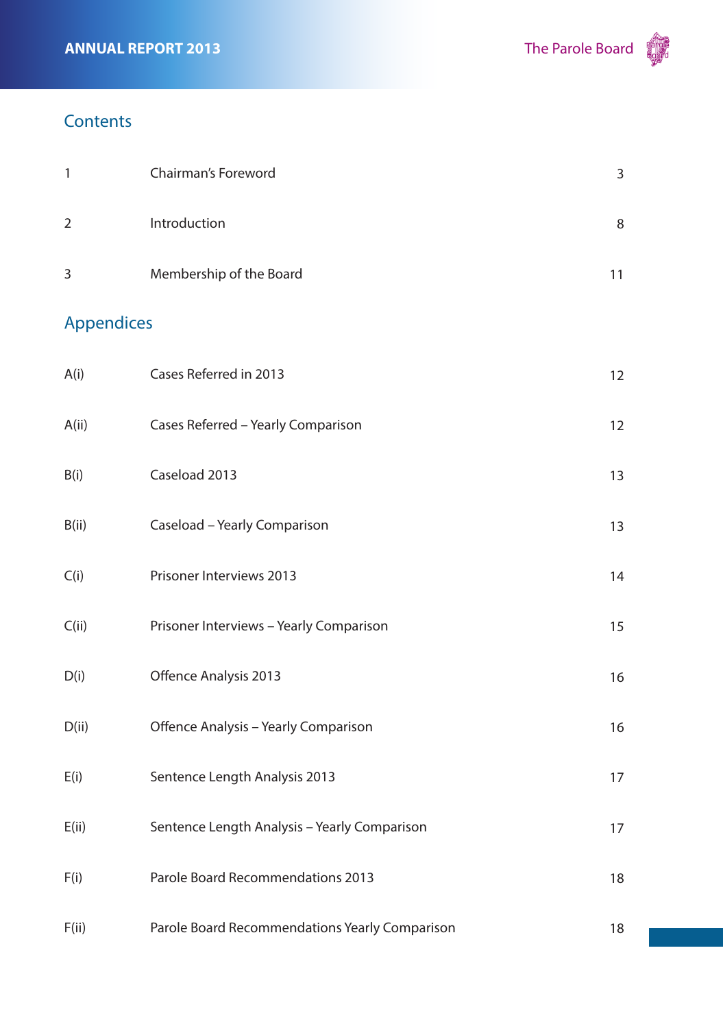## Contents

| | | |
|---|---|---|
| 1 | Chairman's Foreword | 3 |
| 2 | Introduction | 8 |
| 3 | Membership of the Board | 11 |

## Appendices

| | | |
|---|---|---|
| A(i) | Cases Referred in 2013 | 12 |
| A(ii) | Cases Referred – Yearly Comparison | 12 |
| B(i) | Caseload 2013 | 13 |
| B(ii) | Caseload – Yearly Comparison | 13 |
| C(i) | Prisoner Interviews 2013 | 14 |
| C(ii) | Prisoner Interviews – Yearly Comparison | 15 |
| D(i) | Offence Analysis 2013 | 16 |
| D(ii) | Offence Analysis – Yearly Comparison | 16 |
| E(i) | Sentence Length Analysis 2013 | 17 |
| E(ii) | Sentence Length Analysis – Yearly Comparison | 17 |
| F(i) | Parole Board Recommendations 2013 | 18 |
| F(ii) | Parole Board Recommendations Yearly Comparison | 18 |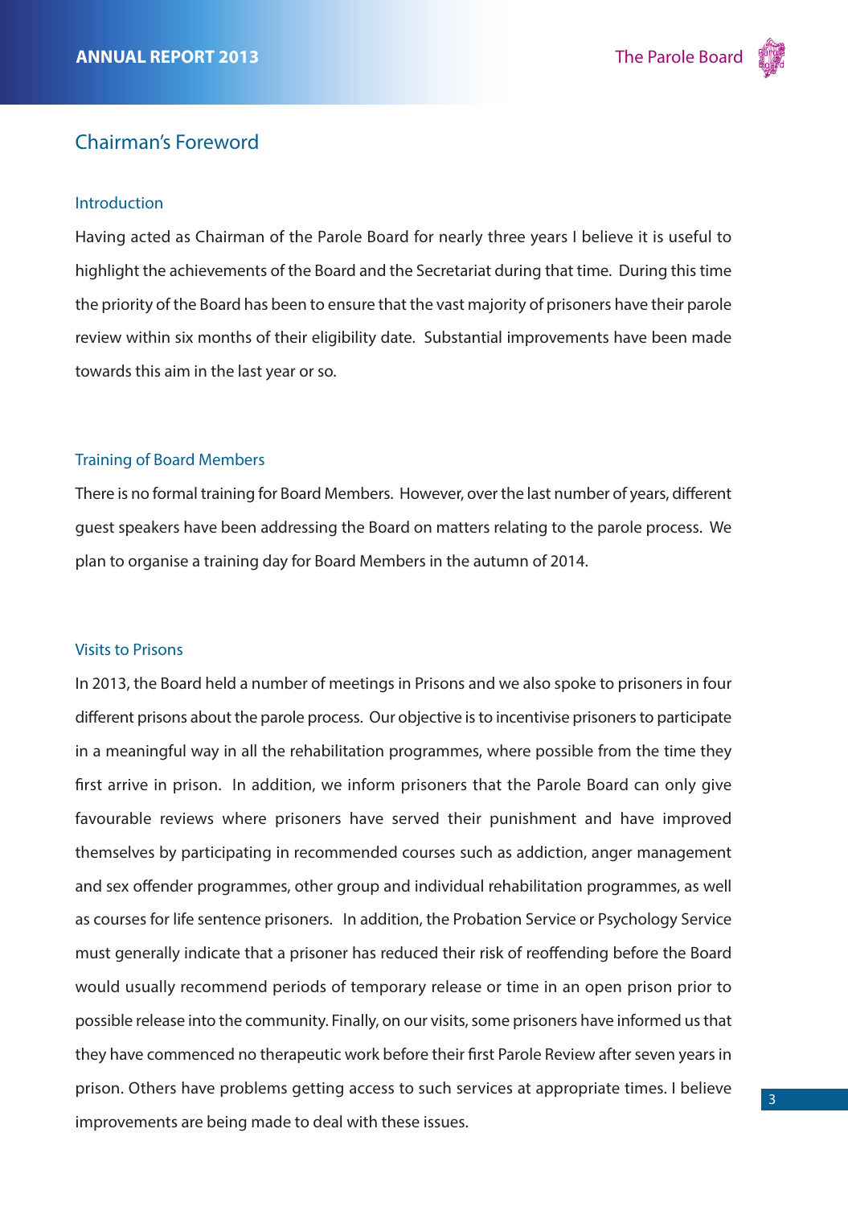## Chairman's Foreword

### Introduction

Having acted as Chairman of the Parole Board for nearly three years I believe it is useful to highlight the achievements of the Board and the Secretariat during that time. During this time the priority of the Board has been to ensure that the vast majority of prisoners have their parole review within six months of their eligibility date. Substantial improvements have been made towards this aim in the last year or so.

### Training of Board Members

There is no formal training for Board Members. However, over the last number of years, different guest speakers have been addressing the Board on matters relating to the parole process. We plan to organise a training day for Board Members in the autumn of 2014.

### Visits to Prisons

In 2013, the Board held a number of meetings in Prisons and we also spoke to prisoners in four different prisons about the parole process. Our objective is to incentivise prisoners to participate in a meaningful way in all the rehabilitation programmes, where possible from the time they first arrive in prison. In addition, we inform prisoners that the Parole Board can only give favourable reviews where prisoners have served their punishment and have improved themselves by participating in recommended courses such as addiction, anger management and sex offender programmes, other group and individual rehabilitation programmes, as well as courses for life sentence prisoners. In addition, the Probation Service or Psychology Service must generally indicate that a prisoner has reduced their risk of reoffending before the Board would usually recommend periods of temporary release or time in an open prison prior to possible release into the community. Finally, on our visits, some prisoners have informed us that they have commenced no therapeutic work before their first Parole Review after seven years in prison. Others have problems getting access to such services at appropriate times. I believe improvements are being made to deal with these issues.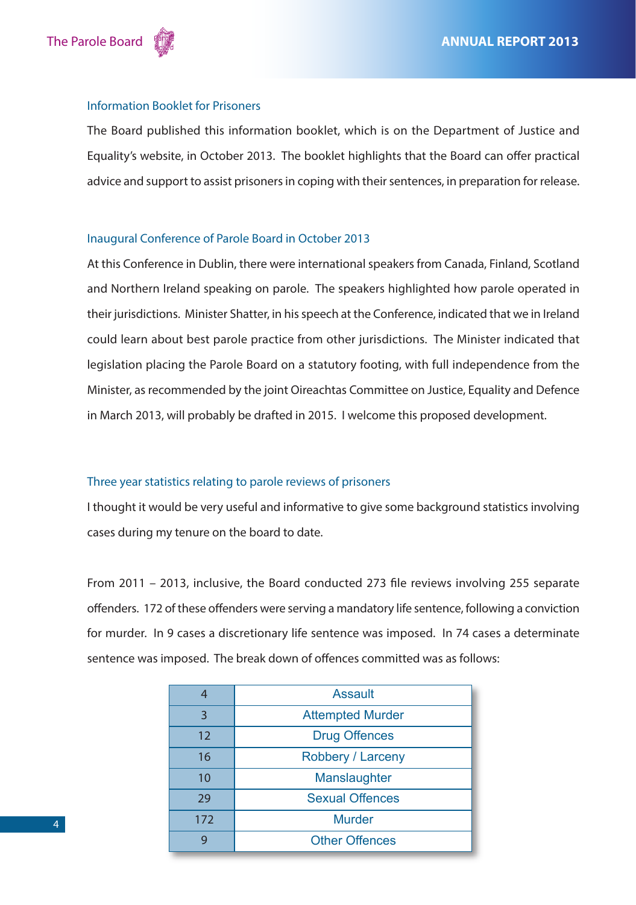### Information Booklet for Prisoners

The Board published this information booklet, which is on the Department of Justice and Equality's website, in October 2013. The booklet highlights that the Board can offer practical advice and support to assist prisoners in coping with their sentences, in preparation for release.

### Inaugural Conference of Parole Board in October 2013

At this Conference in Dublin, there were international speakers from Canada, Finland, Scotland and Northern Ireland speaking on parole. The speakers highlighted how parole operated in their jurisdictions. Minister Shatter, in his speech at the Conference, indicated that we in Ireland could learn about best parole practice from other jurisdictions. The Minister indicated that legislation placing the Parole Board on a statutory footing, with full independence from the Minister, as recommended by the joint Oireachtas Committee on Justice, Equality and Defence in March 2013, will probably be drafted in 2015. I welcome this proposed development.

### Three year statistics relating to parole reviews of prisoners

I thought it would be very useful and informative to give some background statistics involving cases during my tenure on the board to date.

From 2011 – 2013, inclusive, the Board conducted 273 file reviews involving 255 separate offenders. 172 of these offenders were serving a mandatory life sentence, following a conviction for murder. In 9 cases a discretionary life sentence was imposed. In 74 cases a determinate sentence was imposed. The break down of offences committed was as follows:

| | |
|---|---|
| 4 | Assault |
| 3 | Attempted Murder |
| 12 | Drug Offences |
| 16 | Robbery / Larceny |
| 10 | Manslaughter |
| 29 | Sexual Offences |
| 172 | Murder |
| 9 | Other Offences |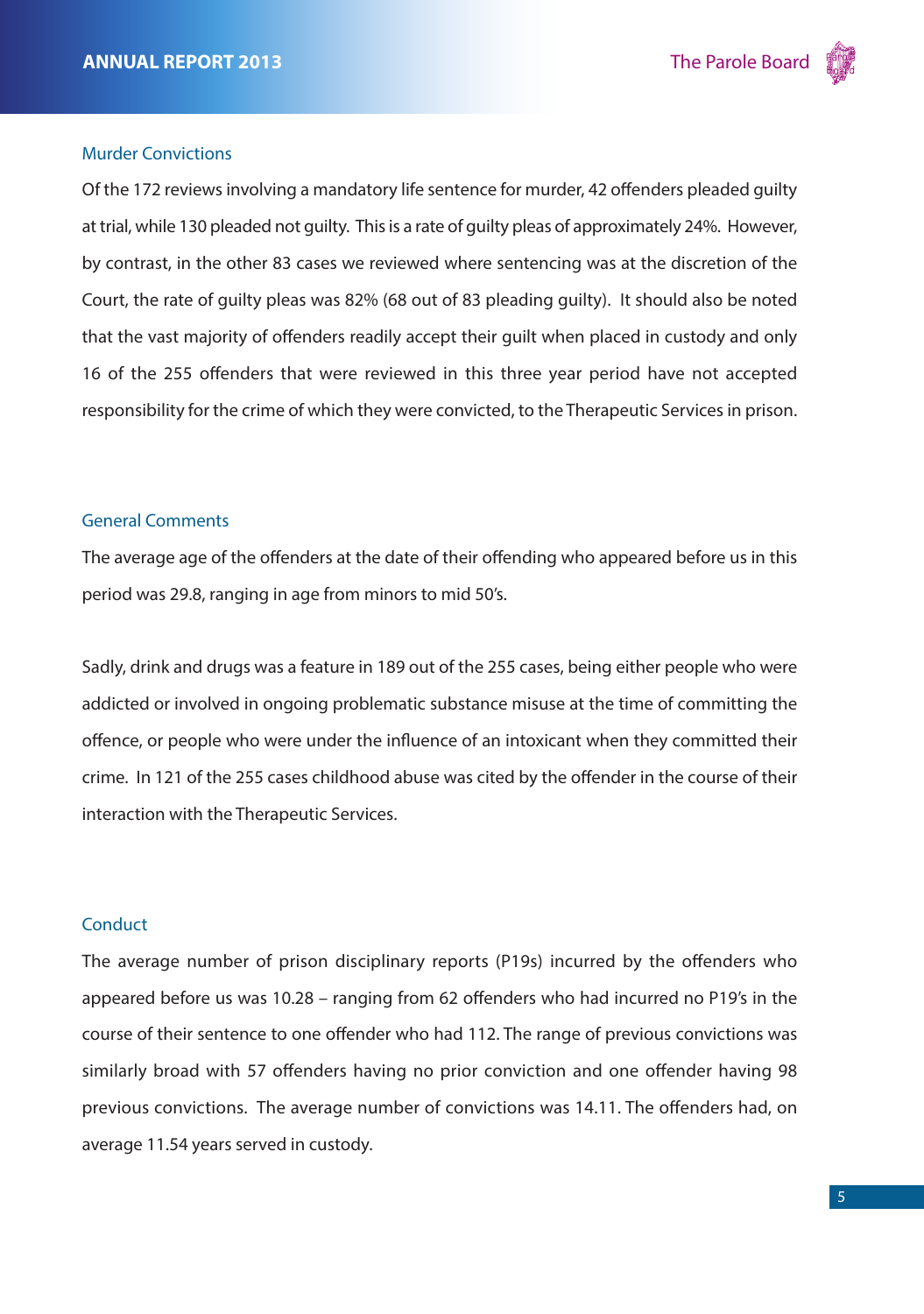### Murder Convictions

Of the 172 reviews involving a mandatory life sentence for murder, 42 offenders pleaded guilty at trial, while 130 pleaded not guilty. This is a rate of guilty pleas of approximately 24%. However, by contrast, in the other 83 cases we reviewed where sentencing was at the discretion of the Court, the rate of guilty pleas was 82% (68 out of 83 pleading guilty). It should also be noted that the vast majority of offenders readily accept their guilt when placed in custody and only 16 of the 255 offenders that were reviewed in this three year period have not accepted responsibility for the crime of which they were convicted, to the Therapeutic Services in prison.

### General Comments

The average age of the offenders at the date of their offending who appeared before us in this period was 29.8, ranging in age from minors to mid 50's.

Sadly, drink and drugs was a feature in 189 out of the 255 cases, being either people who were addicted or involved in ongoing problematic substance misuse at the time of committing the offence, or people who were under the influence of an intoxicant when they committed their crime. In 121 of the 255 cases childhood abuse was cited by the offender in the course of their interaction with the Therapeutic Services.

### Conduct

The average number of prison disciplinary reports (P19s) incurred by the offenders who appeared before us was 10.28 – ranging from 62 offenders who had incurred no P19's in the course of their sentence to one offender who had 112. The range of previous convictions was similarly broad with 57 offenders having no prior conviction and one offender having 98 previous convictions. The average number of convictions was 14.11. The offenders had, on average 11.54 years served in custody.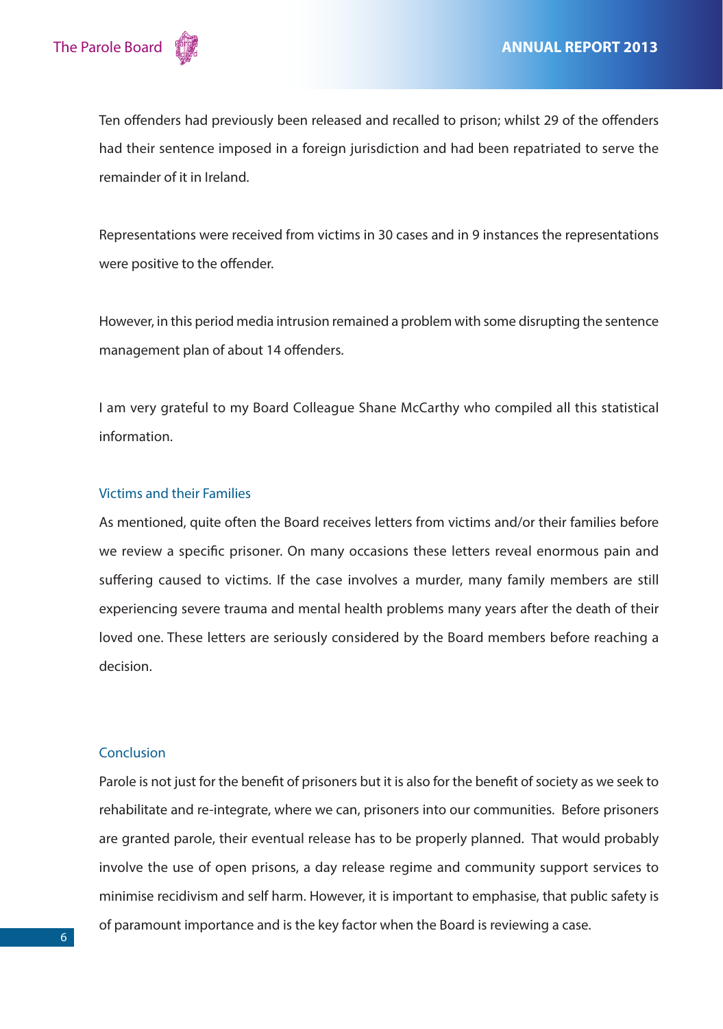Ten offenders had previously been released and recalled to prison; whilst 29 of the offenders had their sentence imposed in a foreign jurisdiction and had been repatriated to serve the remainder of it in Ireland.

Representations were received from victims in 30 cases and in 9 instances the representations were positive to the offender.

However, in this period media intrusion remained a problem with some disrupting the sentence management plan of about 14 offenders.

I am very grateful to my Board Colleague Shane McCarthy who compiled all this statistical information.

## Victims and their Families

As mentioned, quite often the Board receives letters from victims and/or their families before we review a specific prisoner. On many occasions these letters reveal enormous pain and suffering caused to victims. If the case involves a murder, many family members are still experiencing severe trauma and mental health problems many years after the death of their loved one. These letters are seriously considered by the Board members before reaching a decision.

## Conclusion

Parole is not just for the benefit of prisoners but it is also for the benefit of society as we seek to rehabilitate and re-integrate, where we can, prisoners into our communities. Before prisoners are granted parole, their eventual release has to be properly planned. That would probably involve the use of open prisons, a day release regime and community support services to minimise recidivism and self harm. However, it is important to emphasise, that public safety is of paramount importance and is the key factor when the Board is reviewing a case.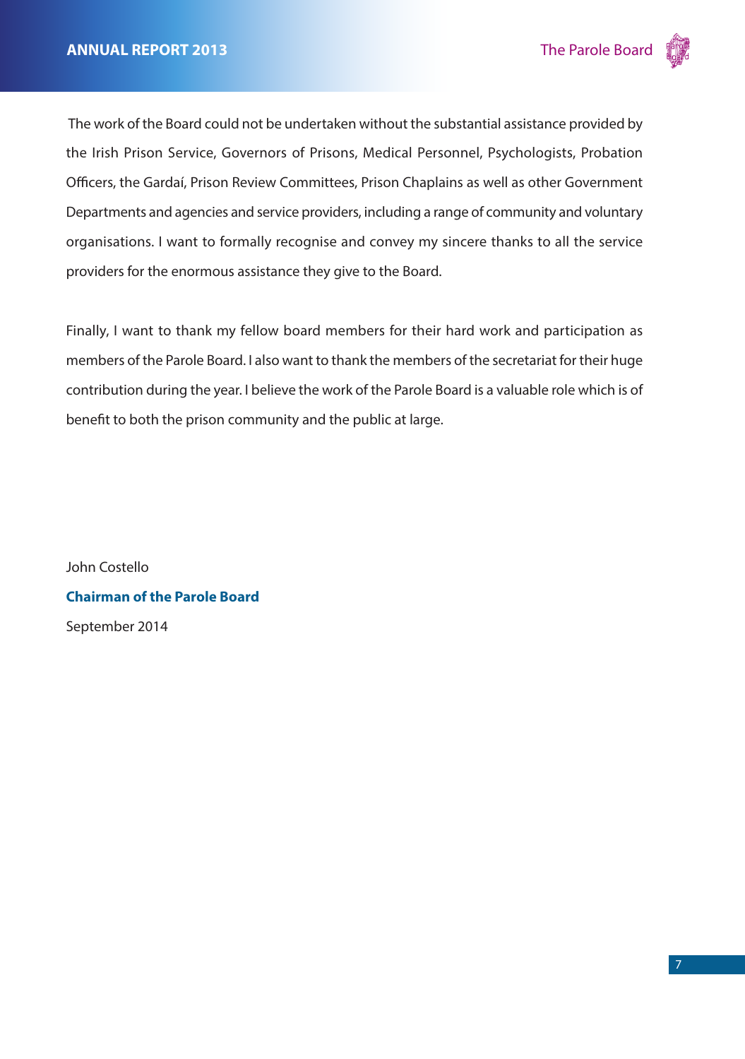The work of the Board could not be undertaken without the substantial assistance provided by the Irish Prison Service, Governors of Prisons, Medical Personnel, Psychologists, Probation Officers, the Gardaí, Prison Review Committees, Prison Chaplains as well as other Government Departments and agencies and service providers, including a range of community and voluntary organisations. I want to formally recognise and convey my sincere thanks to all the service providers for the enormous assistance they give to the Board.

Finally, I want to thank my fellow board members for their hard work and participation as members of the Parole Board. I also want to thank the members of the secretariat for their huge contribution during the year. I believe the work of the Parole Board is a valuable role which is of benefit to both the prison community and the public at large.

John Costello

**Chairman of the Parole Board**

September 2014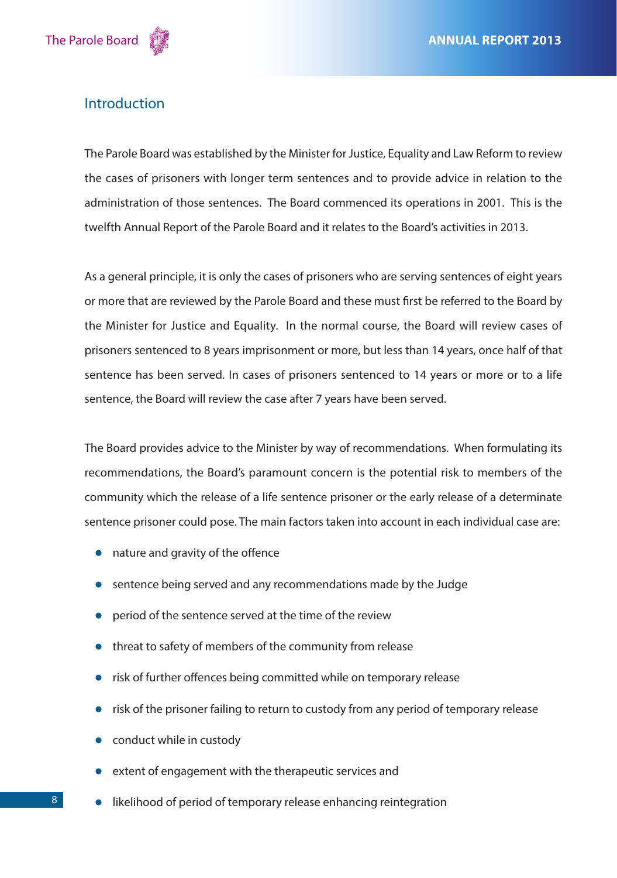## Introduction

The Parole Board was established by the Minister for Justice, Equality and Law Reform to review the cases of prisoners with longer term sentences and to provide advice in relation to the administration of those sentences. The Board commenced its operations in 2001. This is the twelfth Annual Report of the Parole Board and it relates to the Board's activities in 2013.

As a general principle, it is only the cases of prisoners who are serving sentences of eight years or more that are reviewed by the Parole Board and these must first be referred to the Board by the Minister for Justice and Equality. In the normal course, the Board will review cases of prisoners sentenced to 8 years imprisonment or more, but less than 14 years, once half of that sentence has been served. In cases of prisoners sentenced to 14 years or more or to a life sentence, the Board will review the case after 7 years have been served.

The Board provides advice to the Minister by way of recommendations. When formulating its recommendations, the Board's paramount concern is the potential risk to members of the community which the release of a life sentence prisoner or the early release of a determinate sentence prisoner could pose. The main factors taken into account in each individual case are:

- nature and gravity of the offence
- sentence being served and any recommendations made by the Judge
- period of the sentence served at the time of the review
- threat to safety of members of the community from release
- risk of further offences being committed while on temporary release
- risk of the prisoner failing to return to custody from any period of temporary release
- conduct while in custody
- extent of engagement with the therapeutic services and
- likelihood of period of temporary release enhancing reintegration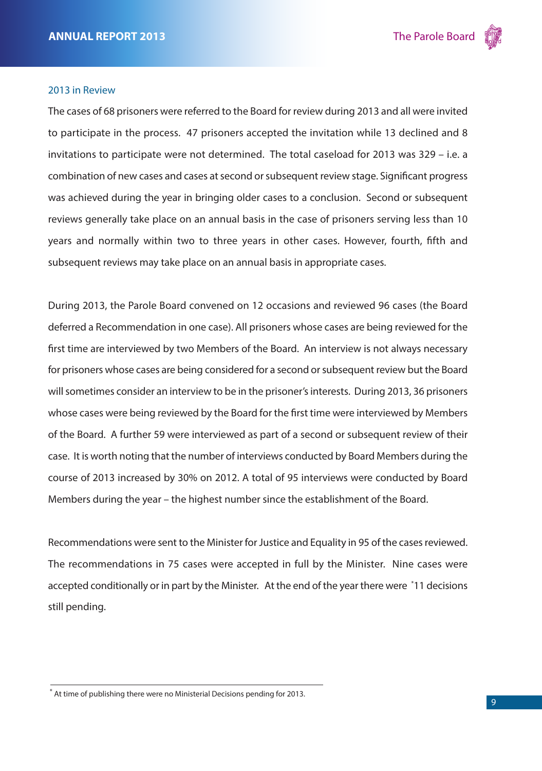## 2013 in Review

The cases of 68 prisoners were referred to the Board for review during 2013 and all were invited to participate in the process. 47 prisoners accepted the invitation while 13 declined and 8 invitations to participate were not determined. The total caseload for 2013 was 329 – i.e. a combination of new cases and cases at second or subsequent review stage. Significant progress was achieved during the year in bringing older cases to a conclusion. Second or subsequent reviews generally take place on an annual basis in the case of prisoners serving less than 10 years and normally within two to three years in other cases. However, fourth, fifth and subsequent reviews may take place on an annual basis in appropriate cases.

During 2013, the Parole Board convened on 12 occasions and reviewed 96 cases (the Board deferred a Recommendation in one case). All prisoners whose cases are being reviewed for the first time are interviewed by two Members of the Board. An interview is not always necessary for prisoners whose cases are being considered for a second or subsequent review but the Board will sometimes consider an interview to be in the prisoner's interests. During 2013, 36 prisoners whose cases were being reviewed by the Board for the first time were interviewed by Members of the Board. A further 59 were interviewed as part of a second or subsequent review of their case. It is worth noting that the number of interviews conducted by Board Members during the course of 2013 increased by 30% on 2012. A total of 95 interviews were conducted by Board Members during the year – the highest number since the establishment of the Board.

Recommendations were sent to the Minister for Justice and Equality in 95 of the cases reviewed. The recommendations in 75 cases were accepted in full by the Minister. Nine cases were accepted conditionally or in part by the Minister. At the end of the year there were [*]11 decisions still pending.

---

[*] At time of publishing there were no Ministerial Decisions pending for 2013.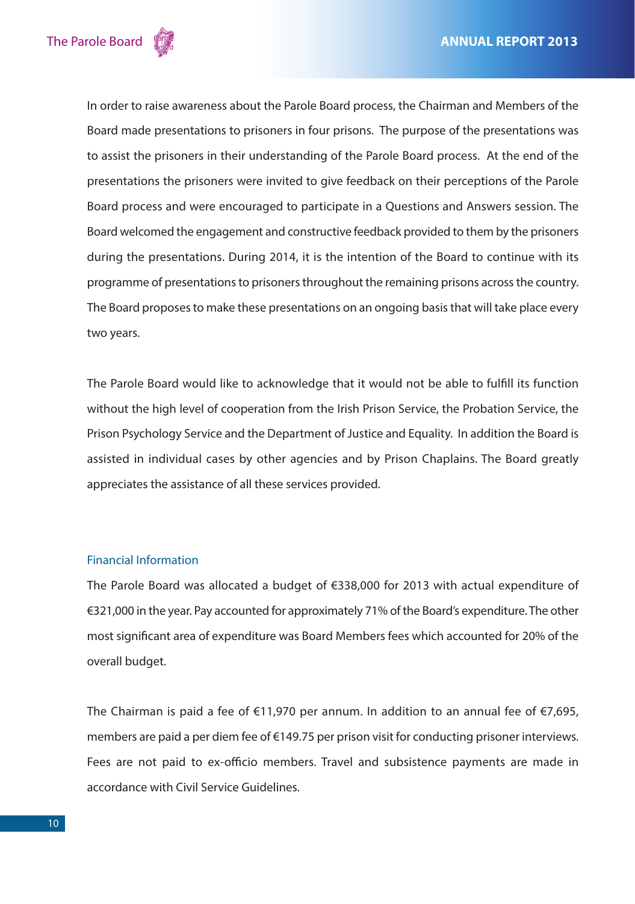In order to raise awareness about the Parole Board process, the Chairman and Members of the Board made presentations to prisoners in four prisons. The purpose of the presentations was to assist the prisoners in their understanding of the Parole Board process. At the end of the presentations the prisoners were invited to give feedback on their perceptions of the Parole Board process and were encouraged to participate in a Questions and Answers session. The Board welcomed the engagement and constructive feedback provided to them by the prisoners during the presentations. During 2014, it is the intention of the Board to continue with its programme of presentations to prisoners throughout the remaining prisons across the country. The Board proposes to make these presentations on an ongoing basis that will take place every two years.

The Parole Board would like to acknowledge that it would not be able to fulfill its function without the high level of cooperation from the Irish Prison Service, the Probation Service, the Prison Psychology Service and the Department of Justice and Equality. In addition the Board is assisted in individual cases by other agencies and by Prison Chaplains. The Board greatly appreciates the assistance of all these services provided.

## Financial Information

The Parole Board was allocated a budget of €338,000 for 2013 with actual expenditure of €321,000 in the year. Pay accounted for approximately 71% of the Board's expenditure. The other most significant area of expenditure was Board Members fees which accounted for 20% of the overall budget.

The Chairman is paid a fee of €11,970 per annum. In addition to an annual fee of €7,695, members are paid a per diem fee of €149.75 per prison visit for conducting prisoner interviews. Fees are not paid to ex-officio members. Travel and subsistence payments are made in accordance with Civil Service Guidelines.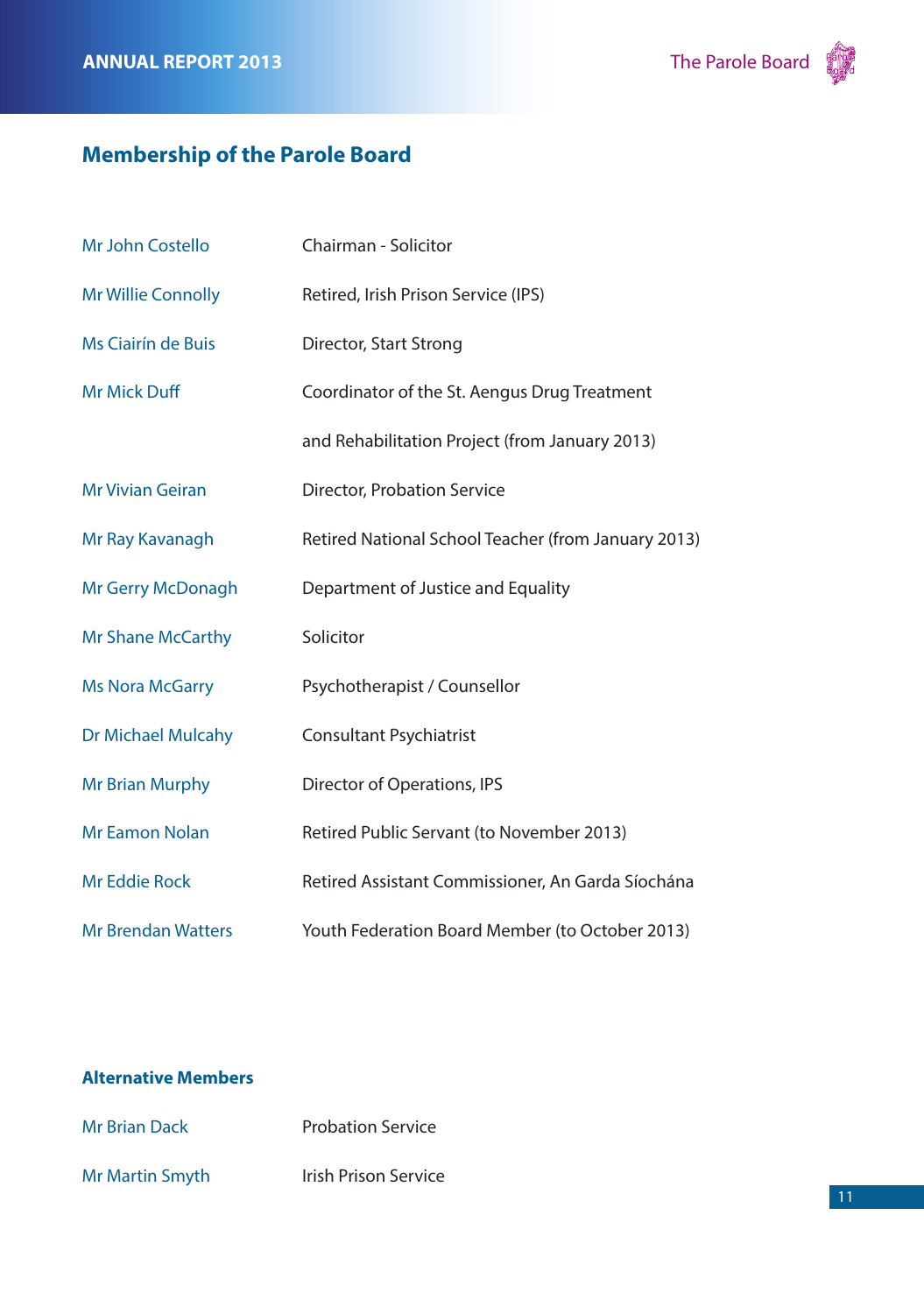## Membership of the Parole Board

| | |
|---|---|
| Mr John Costello | Chairman - Solicitor |
| Mr Willie Connolly | Retired, Irish Prison Service (IPS) |
| Ms Ciairín de Buis | Director, Start Strong |
| Mr Mick Duff | Coordinator of the St. Aengus Drug Treatment and Rehabilitation Project (from January 2013) |
| Mr Vivian Geiran | Director, Probation Service |
| Mr Ray Kavanagh | Retired National School Teacher (from January 2013) |
| Mr Gerry McDonagh | Department of Justice and Equality |
| Mr Shane McCarthy | Solicitor |
| Ms Nora McGarry | Psychotherapist / Counsellor |
| Dr Michael Mulcahy | Consultant Psychiatrist |
| Mr Brian Murphy | Director of Operations, IPS |
| Mr Eamon Nolan | Retired Public Servant (to November 2013) |
| Mr Eddie Rock | Retired Assistant Commissioner, An Garda Síochána |
| Mr Brendan Watters | Youth Federation Board Member (to October 2013) |

### Alternative Members

| | |
|---|---|
| Mr Brian Dack | Probation Service |
| Mr Martin Smyth | Irish Prison Service |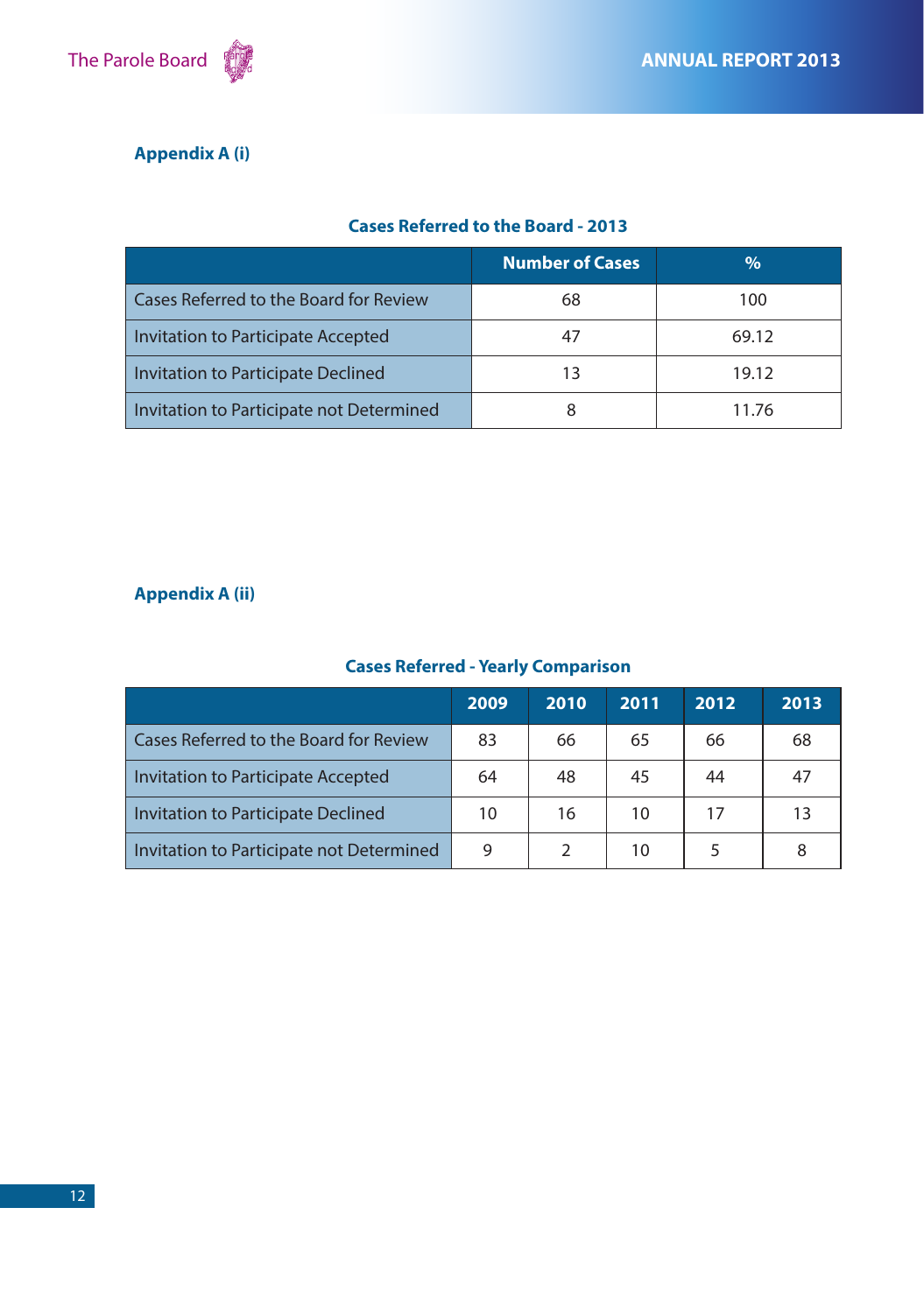## Appendix A (i)

### Cases Referred to the Board - 2013

| | Number of Cases | % |
|---|---|---|
| Cases Referred to the Board for Review | 68 | 100 |
| Invitation to Participate Accepted | 47 | 69.12 |
| Invitation to Participate Declined | 13 | 19.12 |
| Invitation to Participate not Determined | 8 | 11.76 |

## Appendix A (ii)

### Cases Referred - Yearly Comparison

| | 2009 | 2010 | 2011 | 2012 | 2013 |
|---|---|---|---|---|---|
| Cases Referred to the Board for Review | 83 | 66 | 65 | 66 | 68 |
| Invitation to Participate Accepted | 64 | 48 | 45 | 44 | 47 |
| Invitation to Participate Declined | 10 | 16 | 10 | 17 | 13 |
| Invitation to Participate not Determined | 9 | 2 | 10 | 5 | 8 |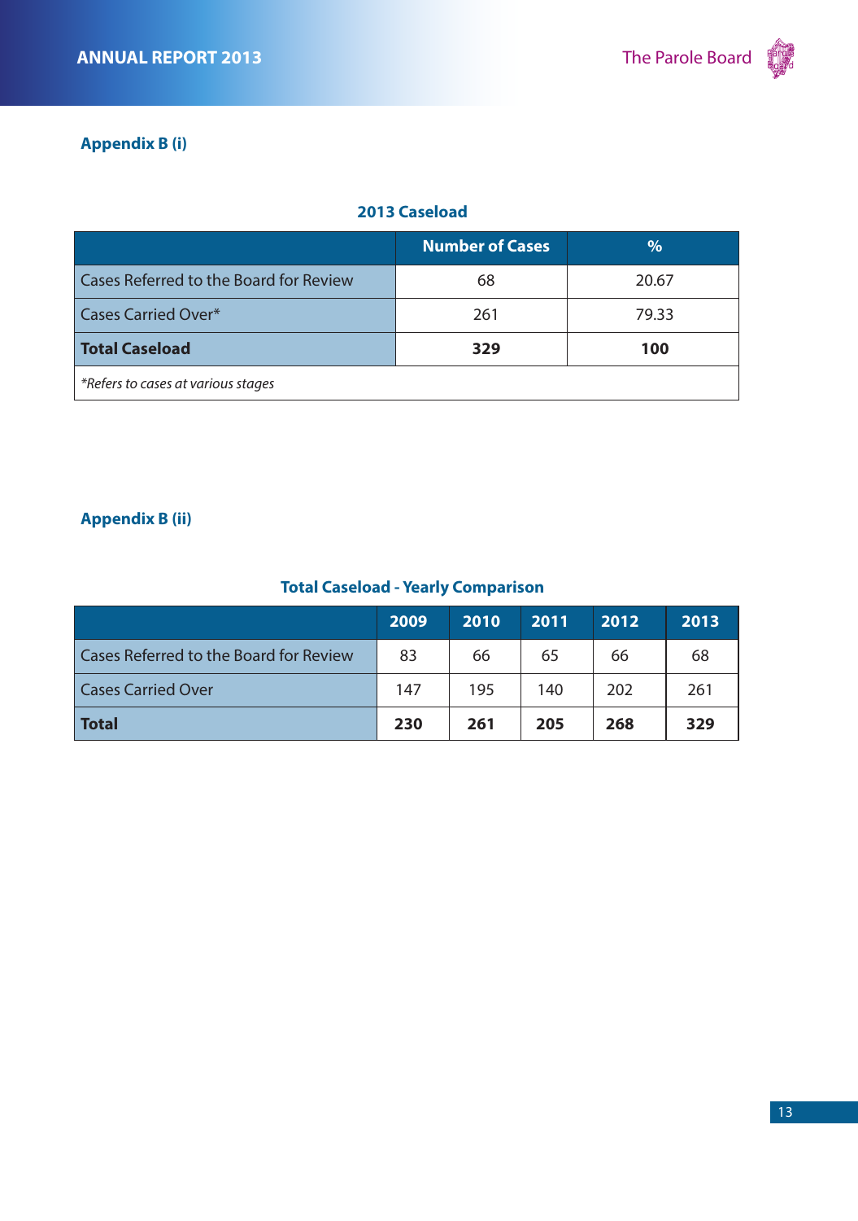## Appendix B (i)

### 2013 Caseload

| | Number of Cases | % |
|---|---|---|
| Cases Referred to the Board for Review | 68 | 20.67 |
| Cases Carried Over* | 261 | 79.33 |
| **Total Caseload** | **329** | **100** |

*Refers to cases at various stages*

## Appendix B (ii)

### Total Caseload - Yearly Comparison

| | 2009 | 2010 | 2011 | 2012 | 2013 |
|---|---|---|---|---|---|
| Cases Referred to the Board for Review | 83 | 66 | 65 | 66 | 68 |
| Cases Carried Over | 147 | 195 | 140 | 202 | 261 |
| **Total** | **230** | **261** | **205** | **268** | **329** |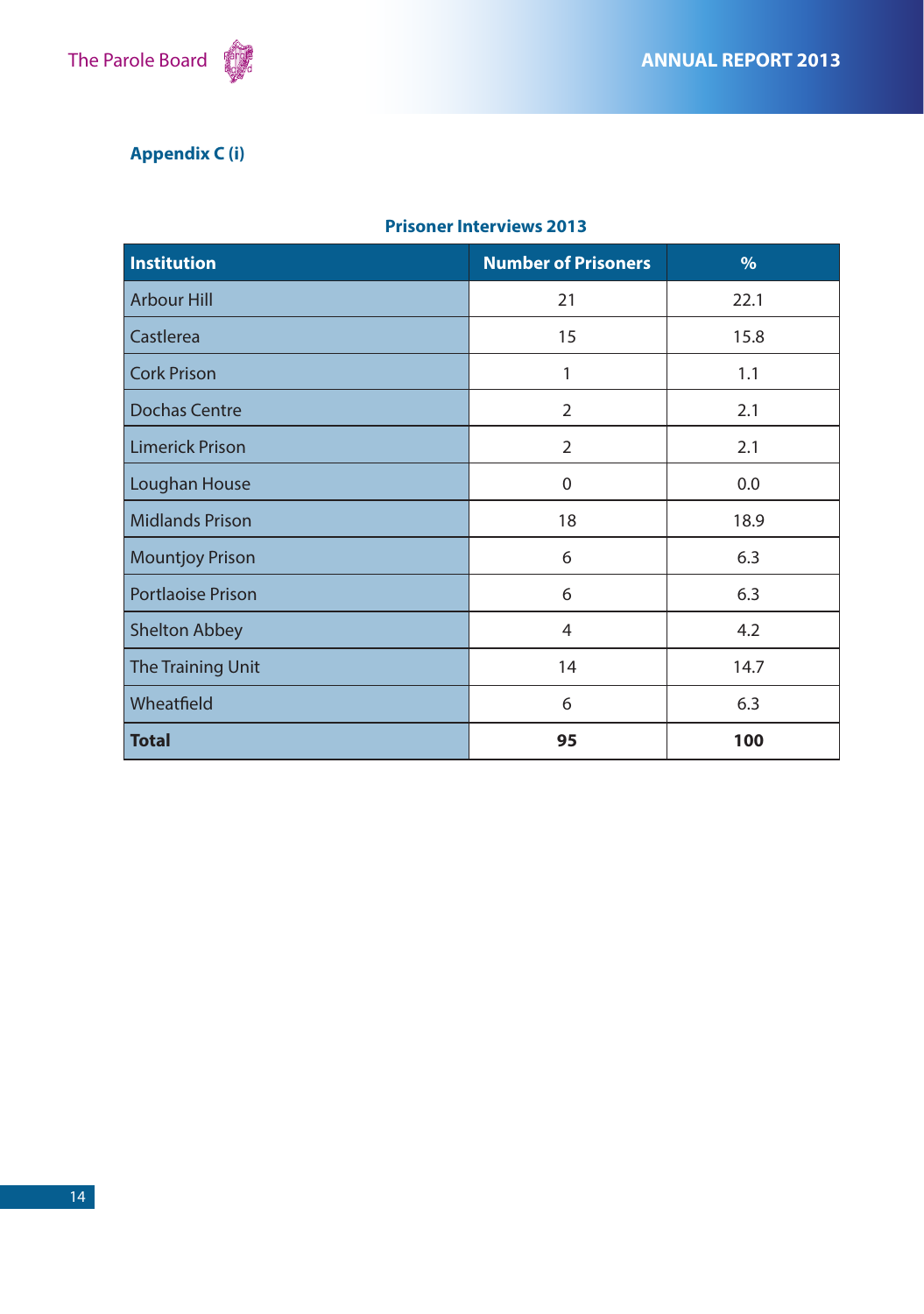## Appendix C (i)

**Prisoner Interviews 2013**

| Institution | Number of Prisoners | % |
|---|---|---|
| Arbour Hill | 21 | 22.1 |
| Castlerea | 15 | 15.8 |
| Cork Prison | 1 | 1.1 |
| Dochas Centre | 2 | 2.1 |
| Limerick Prison | 2 | 2.1 |
| Loughan House | 0 | 0.0 |
| Midlands Prison | 18 | 18.9 |
| Mountjoy Prison | 6 | 6.3 |
| Portlaoise Prison | 6 | 6.3 |
| Shelton Abbey | 4 | 4.2 |
| The Training Unit | 14 | 14.7 |
| Wheatfield | 6 | 6.3 |
| **Total** | **95** | **100** |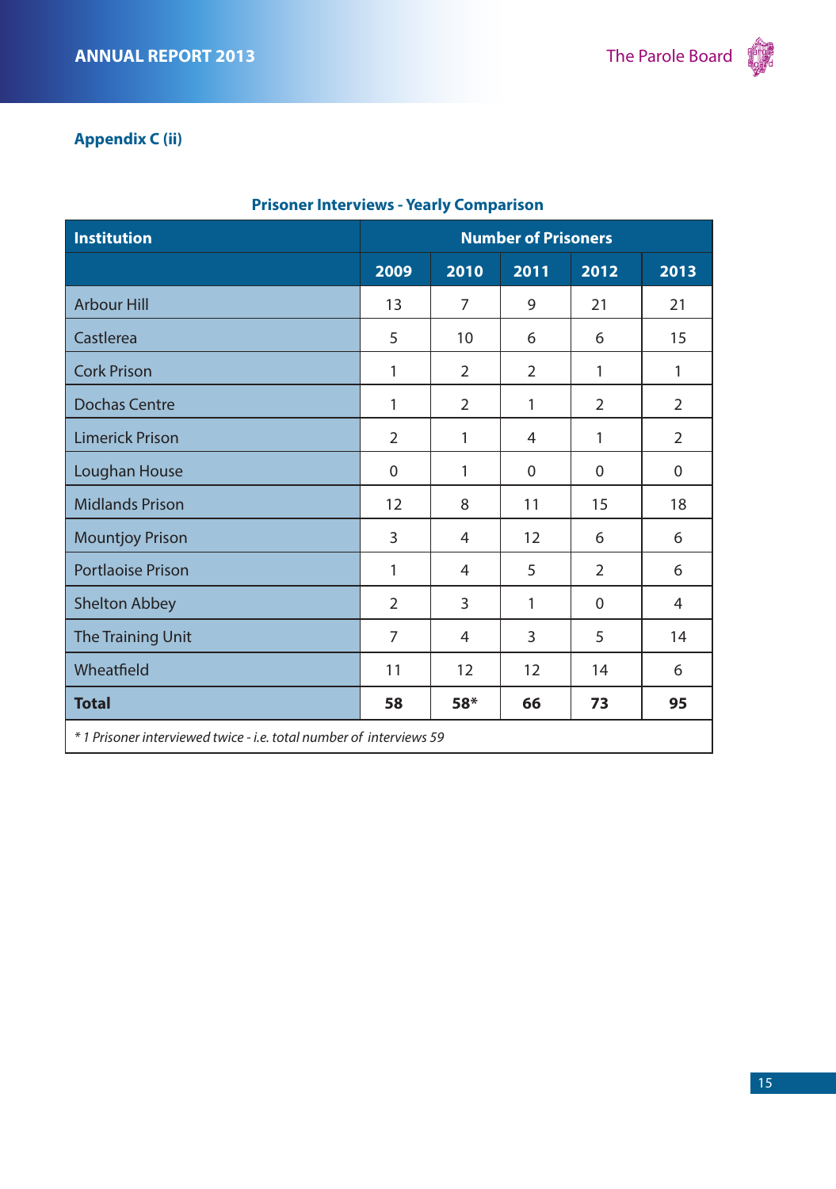## Appendix C (ii)

### Prisoner Interviews - Yearly Comparison

| Institution | Number of Prisoners | | | | |
|---|---|---|---|---|---|
| | 2009 | 2010 | 2011 | 2012 | 2013 |
| Arbour Hill | 13 | 7 | 9 | 21 | 21 |
| Castlerea | 5 | 10 | 6 | 6 | 15 |
| Cork Prison | 1 | 2 | 2 | 1 | 1 |
| Dochas Centre | 1 | 2 | 1 | 2 | 2 |
| Limerick Prison | 2 | 1 | 4 | 1 | 2 |
| Loughan House | 0 | 1 | 0 | 0 | 0 |
| Midlands Prison | 12 | 8 | 11 | 15 | 18 |
| Mountjoy Prison | 3 | 4 | 12 | 6 | 6 |
| Portlaoise Prison | 1 | 4 | 5 | 2 | 6 |
| Shelton Abbey | 2 | 3 | 1 | 0 | 4 |
| The Training Unit | 7 | 4 | 3 | 5 | 14 |
| Wheatfield | 11 | 12 | 12 | 14 | 6 |
| **Total** | **58** | **58*** | **66** | **73** | **95** |

*\* 1 Prisoner interviewed twice - i.e. total number of interviews 59*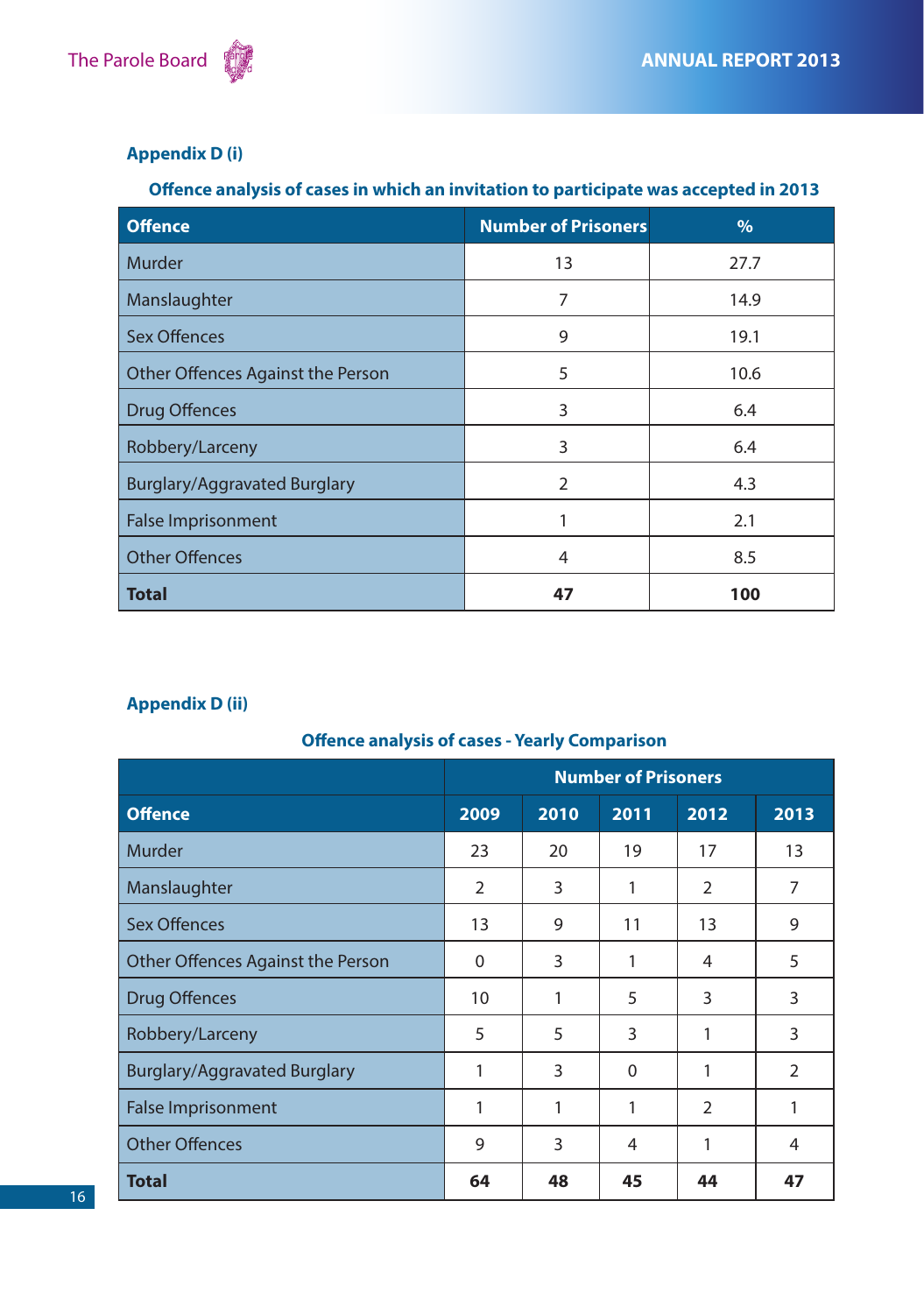## Appendix D (i)

### Offence analysis of cases in which an invitation to participate was accepted in 2013

| Offence | Number of Prisoners | % |
|---|---|---|
| Murder | 13 | 27.7 |
| Manslaughter | 7 | 14.9 |
| Sex Offences | 9 | 19.1 |
| Other Offences Against the Person | 5 | 10.6 |
| Drug Offences | 3 | 6.4 |
| Robbery/Larceny | 3 | 6.4 |
| Burglary/Aggravated Burglary | 2 | 4.3 |
| False Imprisonment | 1 | 2.1 |
| Other Offences | 4 | 8.5 |
| **Total** | **47** | **100** |

## Appendix D (ii)

### Offence analysis of cases - Yearly Comparison

| | Number of Prisoners | | | | |
|---|---|---|---|---|---|
| **Offence** | **2009** | **2010** | **2011** | **2012** | **2013** |
| Murder | 23 | 20 | 19 | 17 | 13 |
| Manslaughter | 2 | 3 | 1 | 2 | 7 |
| Sex Offences | 13 | 9 | 11 | 13 | 9 |
| Other Offences Against the Person | 0 | 3 | 1 | 4 | 5 |
| Drug Offences | 10 | 1 | 5 | 3 | 3 |
| Robbery/Larceny | 5 | 5 | 3 | 1 | 3 |
| Burglary/Aggravated Burglary | 1 | 3 | 0 | 1 | 2 |
| False Imprisonment | 1 | 1 | 1 | 2 | 1 |
| Other Offences | 9 | 3 | 4 | 1 | 4 |
| **Total** | **64** | **48** | **45** | **44** | **47** |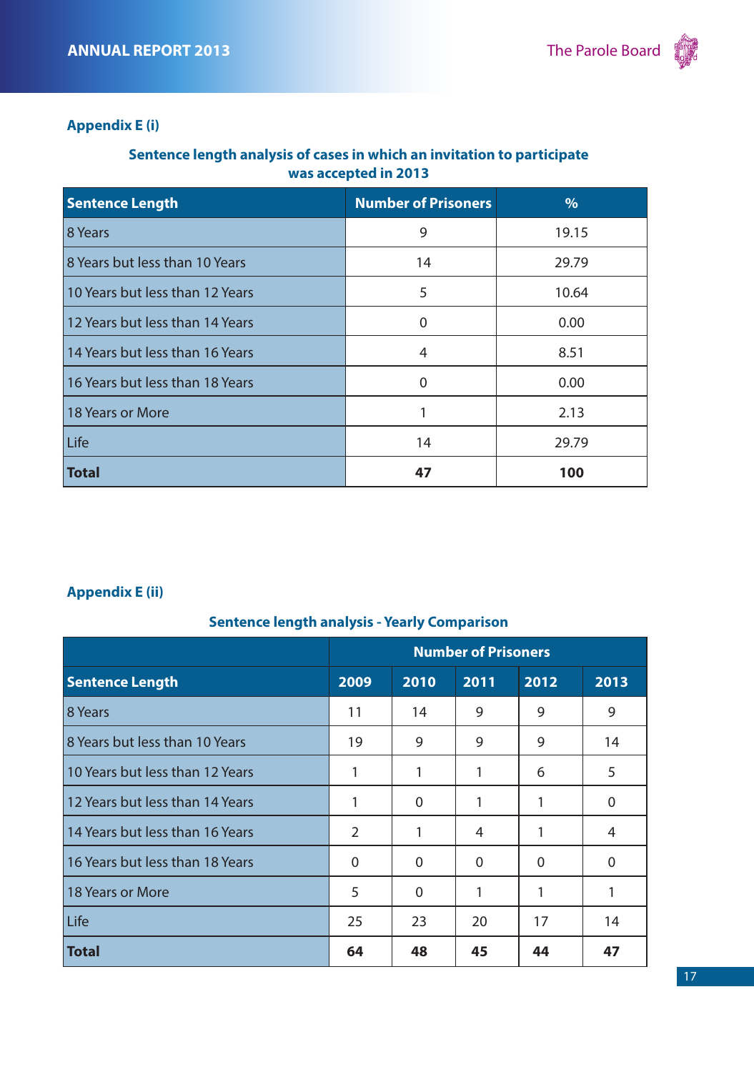## Appendix E (i)

**Sentence length analysis of cases in which an invitation to participate was accepted in 2013**

| Sentence Length | Number of Prisoners | % |
|---|---|---|
| 8 Years | 9 | 19.15 |
| 8 Years but less than 10 Years | 14 | 29.79 |
| 10 Years but less than 12 Years | 5 | 10.64 |
| 12 Years but less than 14 Years | 0 | 0.00 |
| 14 Years but less than 16 Years | 4 | 8.51 |
| 16 Years but less than 18 Years | 0 | 0.00 |
| 18 Years or More | 1 | 2.13 |
| Life | 14 | 29.79 |
| **Total** | **47** | **100** |

## Appendix E (ii)

**Sentence length analysis - Yearly Comparison**

| | Number of Prisoners | | | | |
|---|---|---|---|---|---|
| **Sentence Length** | **2009** | **2010** | **2011** | **2012** | **2013** |
| 8 Years | 11 | 14 | 9 | 9 | 9 |
| 8 Years but less than 10 Years | 19 | 9 | 9 | 9 | 14 |
| 10 Years but less than 12 Years | 1 | 1 | 1 | 6 | 5 |
| 12 Years but less than 14 Years | 1 | 0 | 1 | 1 | 0 |
| 14 Years but less than 16 Years | 2 | 1 | 4 | 1 | 4 |
| 16 Years but less than 18 Years | 0 | 0 | 0 | 0 | 0 |
| 18 Years or More | 5 | 0 | 1 | 1 | 1 |
| Life | 25 | 23 | 20 | 17 | 14 |
| **Total** | **64** | **48** | **45** | **44** | **47** |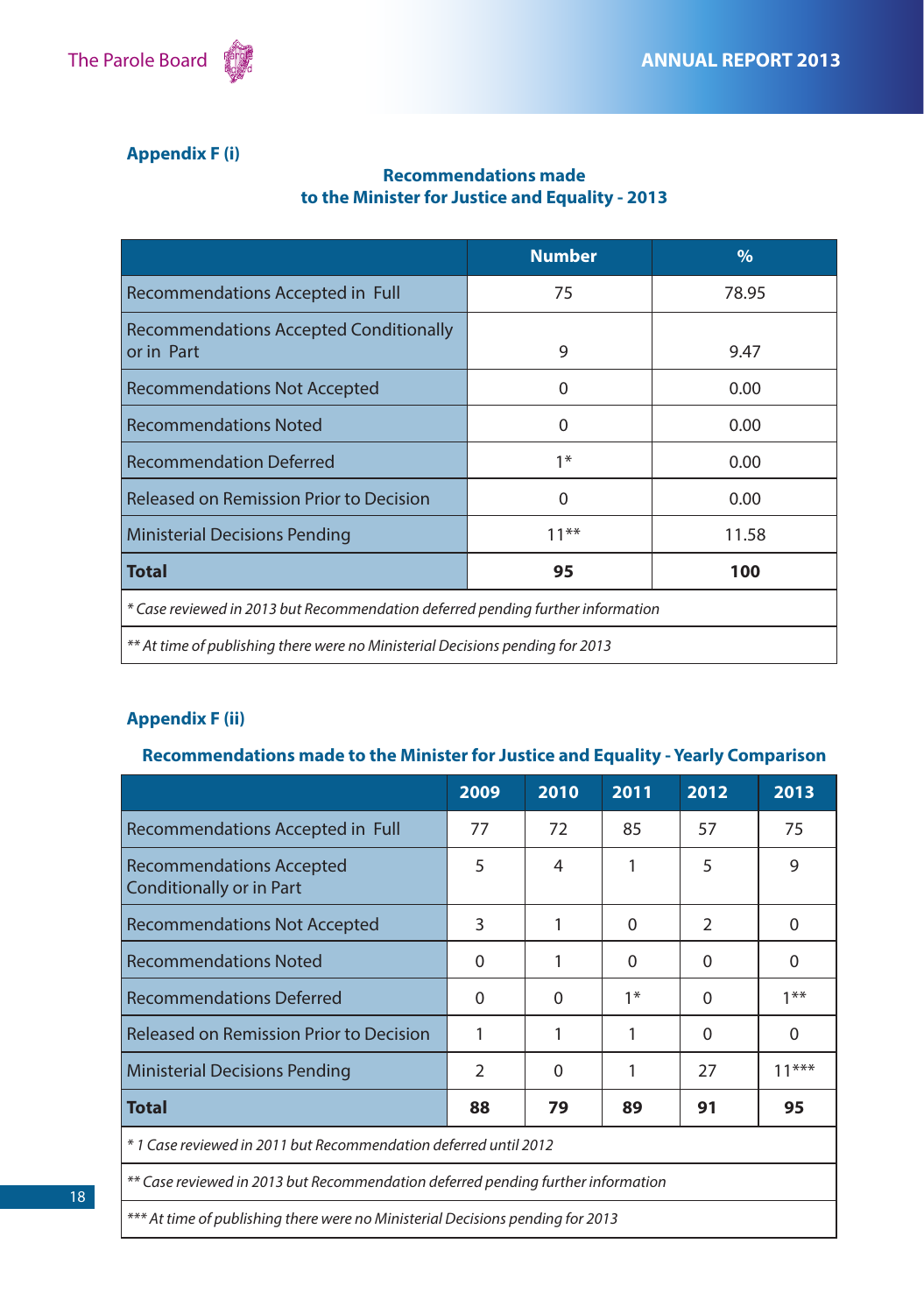### Appendix F (i)

**Recommendations made to the Minister for Justice and Equality - 2013**

| | Number | % |
|---|---|---|
| Recommendations Accepted in Full | 75 | 78.95 |
| Recommendations Accepted Conditionally or in Part | 9 | 9.47 |
| Recommendations Not Accepted | 0 | 0.00 |
| Recommendations Noted | 0 | 0.00 |
| Recommendation Deferred | 1* | 0.00 |
| Released on Remission Prior to Decision | 0 | 0.00 |
| Ministerial Decisions Pending | 11** | 11.58 |
| **Total** | **95** | **100** |

*\* Case reviewed in 2013 but Recommendation deferred pending further information*

*\*\* At time of publishing there were no Ministerial Decisions pending for 2013*

### Appendix F (ii)

**Recommendations made to the Minister for Justice and Equality - Yearly Comparison**

| | 2009 | 2010 | 2011 | 2012 | 2013 |
|---|---|---|---|---|---|
| Recommendations Accepted in Full | 77 | 72 | 85 | 57 | 75 |
| Recommendations Accepted Conditionally or in Part | 5 | 4 | 1 | 5 | 9 |
| Recommendations Not Accepted | 3 | 1 | 0 | 2 | 0 |
| Recommendations Noted | 0 | 1 | 0 | 0 | 0 |
| Recommendations Deferred | 0 | 0 | 1* | 0 | 1** |
| Released on Remission Prior to Decision | 1 | 1 | 1 | 0 | 0 |
| Ministerial Decisions Pending | 2 | 0 | 1 | 27 | 11*** |
| **Total** | **88** | **79** | **89** | **91** | **95** |

*\* 1 Case reviewed in 2011 but Recommendation deferred until 2012*

*\*\* Case reviewed in 2013 but Recommendation deferred pending further information*

*\*\*\* At time of publishing there were no Ministerial Decisions pending for 2013*